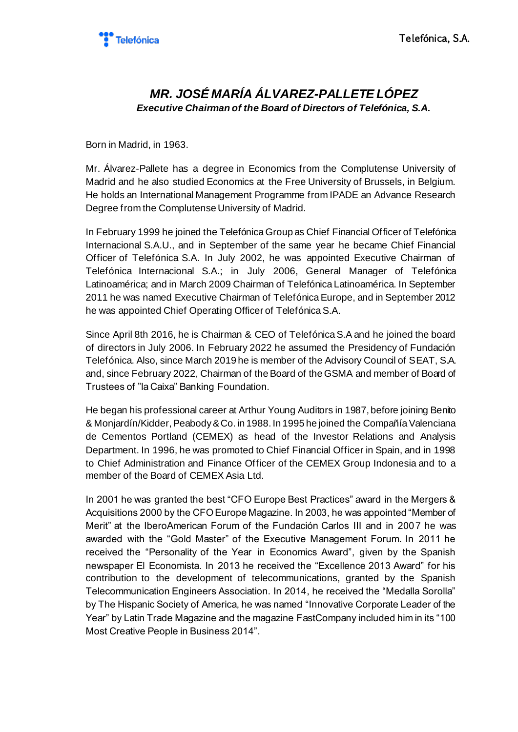# *MR. JOSÉ MARÍA ÁLVAREZ-PALLETE LÓPEZ*

***Executive Chairman of the Board of Directors of Telefónica, S.A.***

Born in Madrid, in 1963.

Mr. Álvarez-Pallete has a degree in Economics from the Complutense University of Madrid and he also studied Economics at the Free University of Brussels, in Belgium. He holds an International Management Programme from IPADE an Advance Research Degree from the Complutense University of Madrid.

In February 1999 he joined the Telefónica Group as Chief Financial Officer of Telefónica Internacional S.A.U., and in September of the same year he became Chief Financial Officer of Telefónica S.A. In July 2002, he was appointed Executive Chairman of Telefónica Internacional S.A.; in July 2006, General Manager of Telefónica Latinoamérica; and in March 2009 Chairman of Telefónica Latinoamérica. In September 2011 he was named Executive Chairman of Telefónica Europe, and in September 2012 he was appointed Chief Operating Officer of Telefónica S.A.

Since April 8th 2016, he is Chairman & CEO of Telefónica S.A and he joined the board of directors in July 2006. In February 2022 he assumed the Presidency of Fundación Telefónica. Also, since March 2019 he is member of the Advisory Council of SEAT, S.A. and, since February 2022, Chairman of the Board of the GSMA and member of Board of Trustees of "la Caixa" Banking Foundation.

He began his professional career at Arthur Young Auditors in 1987, before joining Benito & Monjardín/Kidder, Peabody & Co. in 1988. In 1995 he joined the Compañía Valenciana de Cementos Portland (CEMEX) as head of the Investor Relations and Analysis Department. In 1996, he was promoted to Chief Financial Officer in Spain, and in 1998 to Chief Administration and Finance Officer of the CEMEX Group Indonesia and to a member of the Board of CEMEX Asia Ltd.

In 2001 he was granted the best "CFO Europe Best Practices" award in the Mergers & Acquisitions 2000 by the CFO Europe Magazine. In 2003, he was appointed "Member of Merit" at the IberoAmerican Forum of the Fundación Carlos III and in 2007 he was awarded with the "Gold Master" of the Executive Management Forum. In 2011 he received the "Personality of the Year in Economics Award", given by the Spanish newspaper El Economista. In 2013 he received the "Excellence 2013 Award" for his contribution to the development of telecommunications, granted by the Spanish Telecommunication Engineers Association. In 2014, he received the "Medalla Sorolla" by The Hispanic Society of America, he was named "Innovative Corporate Leader of the Year" by Latin Trade Magazine and the magazine FastCompany included him in its "100 Most Creative People in Business 2014".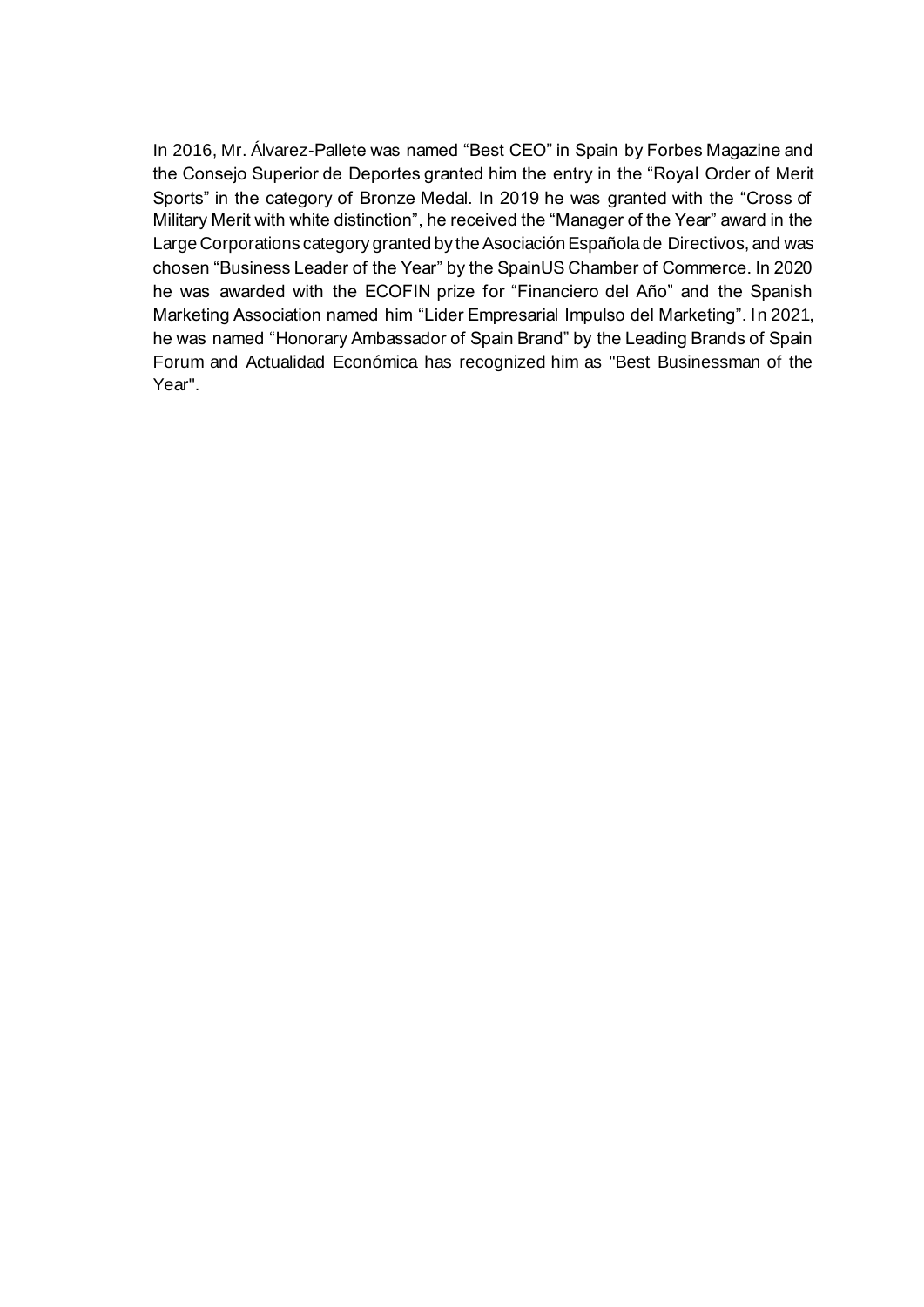In 2016, Mr. Álvarez-Pallete was named "Best CEO" in Spain by Forbes Magazine and the Consejo Superior de Deportes granted him the entry in the "Royal Order of Merit Sports" in the category of Bronze Medal. In 2019 he was granted with the "Cross of Military Merit with white distinction", he received the "Manager of the Year" award in the Large Corporations category granted by the Asociación Española de Directivos, and was chosen "Business Leader of the Year" by the SpainUS Chamber of Commerce. In 2020 he was awarded with the ECOFIN prize for "Financiero del Año" and the Spanish Marketing Association named him "Lider Empresarial Impulso del Marketing". In 2021, he was named "Honorary Ambassador of Spain Brand" by the Leading Brands of Spain Forum and Actualidad Económica has recognized him as "Best Businessman of the Year".